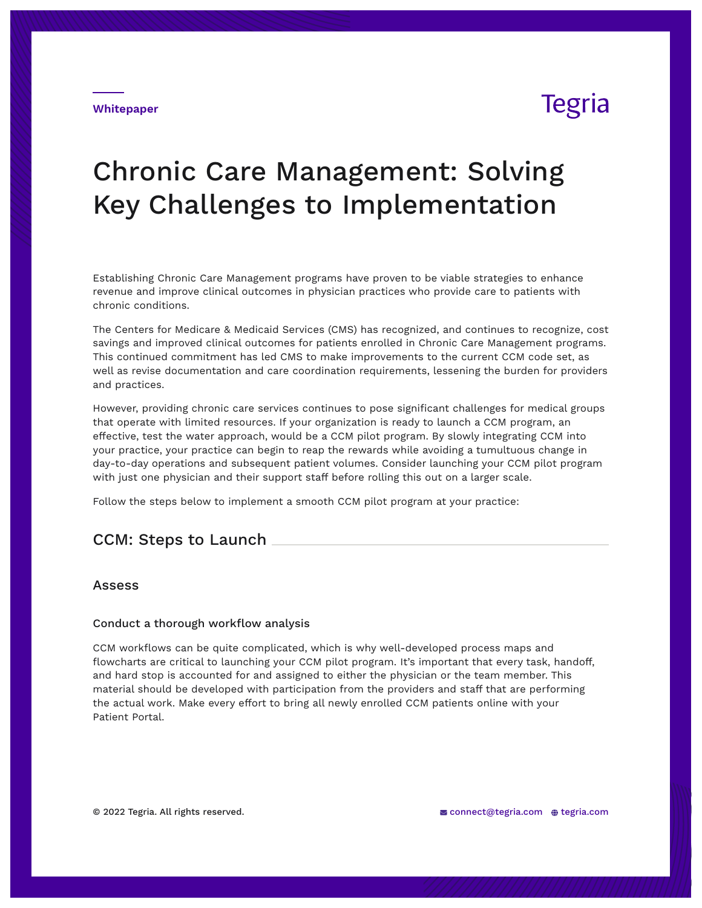Whitepaper

Tegria

# Chronic Care Management: Solving Key Challenges to Implementation

Establishing Chronic Care Management programs have proven to be viable strategies to enhance revenue and improve clinical outcomes in physician practices who provide care to patients with chronic conditions.

The Centers for Medicare & Medicaid Services (CMS) has recognized, and continues to recognize, cost savings and improved clinical outcomes for patients enrolled in Chronic Care Management programs. This continued commitment has led CMS to make improvements to the current CCM code set, as well as revise documentation and care coordination requirements, lessening the burden for providers and practices.

However, providing chronic care services continues to pose significant challenges for medical groups that operate with limited resources. If your organization is ready to launch a CCM program, an effective, test the water approach, would be a CCM pilot program. By slowly integrating CCM into your practice, your practice can begin to reap the rewards while avoiding a tumultuous change in day-to-day operations and subsequent patient volumes. Consider launching your CCM pilot program with just one physician and their support staff before rolling this out on a larger scale.

Follow the steps below to implement a smooth CCM pilot program at your practice:

## CCM: Steps to Launch

### Assess

#### Conduct a thorough workflow analysis

CCM workflows can be quite complicated, which is why well-developed process maps and flowcharts are critical to launching your CCM pilot program. It's important that every task, handoff, and hard stop is accounted for and assigned to either the physician or the team member. This material should be developed with participation from the providers and staff that are performing the actual work. Make every effort to bring all newly enrolled CCM patients online with your Patient Portal.

© 2022 Tegria. All rights reserved.

connect@tegria.com tegria.com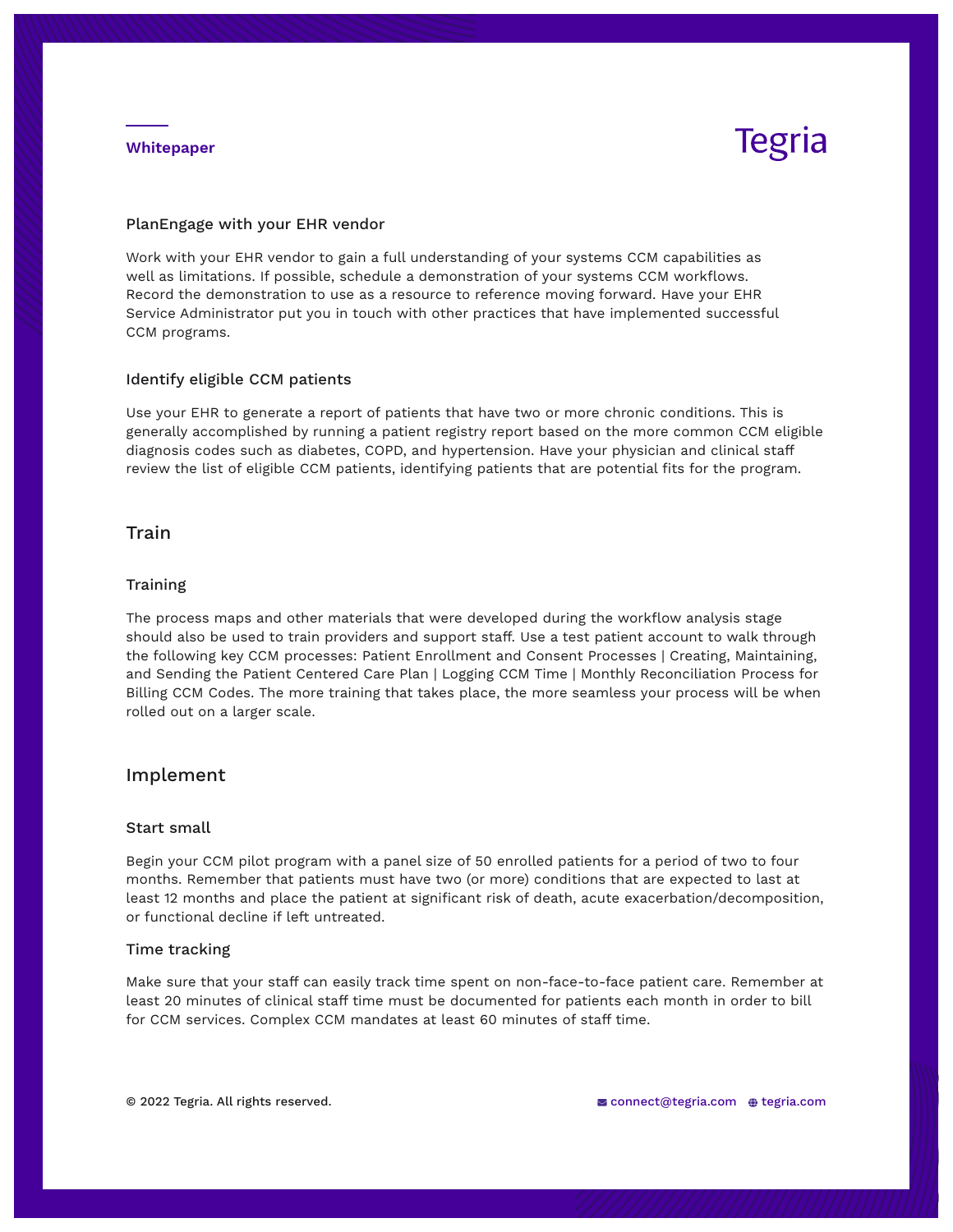### PlanEngage with your EHR vendor

Work with your EHR vendor to gain a full understanding of your systems CCM capabilities as well as limitations. If possible, schedule a demonstration of your systems CCM workflows. Record the demonstration to use as a resource to reference moving forward. Have your EHR Service Administrator put you in touch with other practices that have implemented successful CCM programs.

### Identify eligible CCM patients

Use your EHR to generate a report of patients that have two or more chronic conditions. This is generally accomplished by running a patient registry report based on the more common CCM eligible diagnosis codes such as diabetes, COPD, and hypertension. Have your physician and clinical staff review the list of eligible CCM patients, identifying patients that are potential fits for the program.

## Train

### Training

The process maps and other materials that were developed during the workflow analysis stage should also be used to train providers and support staff. Use a test patient account to walk through the following key CCM processes: Patient Enrollment and Consent Processes | Creating, Maintaining, and Sending the Patient Centered Care Plan | Logging CCM Time | Monthly Reconciliation Process for Billing CCM Codes. The more training that takes place, the more seamless your process will be when rolled out on a larger scale.

## Implement

### Start small

Begin your CCM pilot program with a panel size of 50 enrolled patients for a period of two to four months. Remember that patients must have two (or more) conditions that are expected to last at least 12 months and place the patient at significant risk of death, acute exacerbation/decomposition, or functional decline if left untreated.

### Time tracking

Make sure that your staff can easily track time spent on non-face-to-face patient care. Remember at least 20 minutes of clinical staff time must be documented for patients each month in order to bill for CCM services. Complex CCM mandates at least 60 minutes of staff time.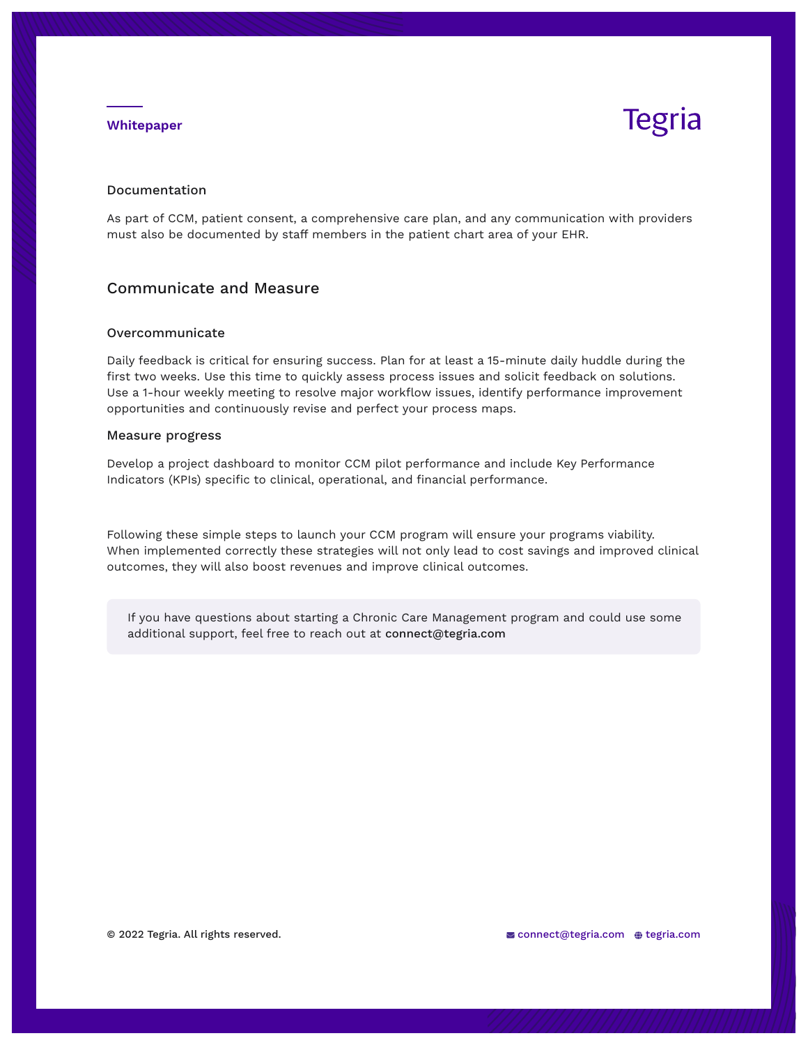### Documentation

As part of CCM, patient consent, a comprehensive care plan, and any communication with providers must also be documented by staff members in the patient chart area of your EHR.

## Communicate and Measure

### Overcommunicate

Daily feedback is critical for ensuring success. Plan for at least a 15-minute daily huddle during the first two weeks. Use this time to quickly assess process issues and solicit feedback on solutions. Use a 1-hour weekly meeting to resolve major workflow issues, identify performance improvement opportunities and continuously revise and perfect your process maps.

### Measure progress

Develop a project dashboard to monitor CCM pilot performance and include Key Performance Indicators (KPIs) specific to clinical, operational, and financial performance.

Following these simple steps to launch your CCM program will ensure your programs viability. When implemented correctly these strategies will not only lead to cost savings and improved clinical outcomes, they will also boost revenues and improve clinical outcomes.

> If you have questions about starting a Chronic Care Management program and could use some additional support, feel free to reach out at **connect@tegria.com**